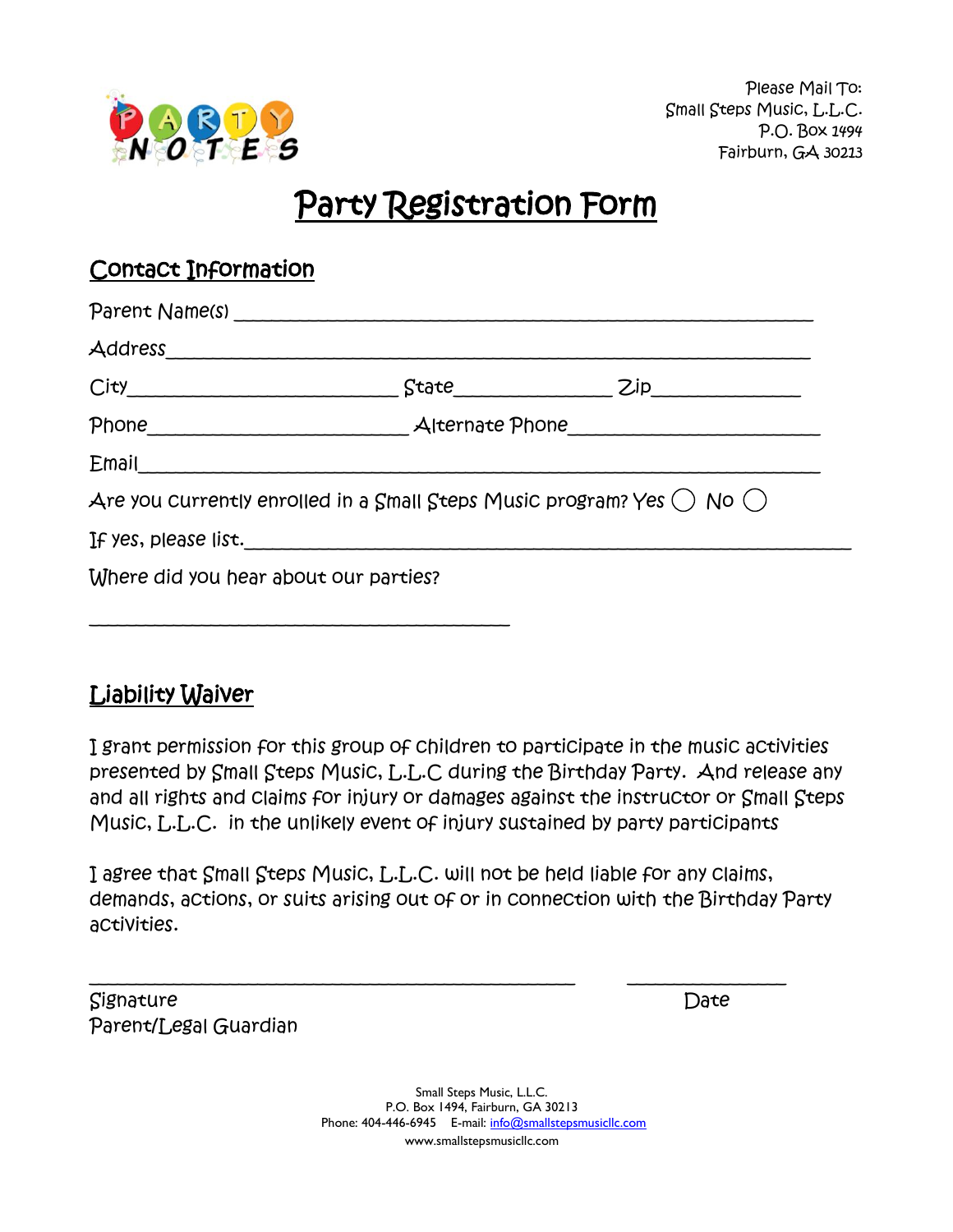PARTY NOTES

Please Mail To:
Small Steps Music, L.L.C.
P.O. Box 1494
Fairburn, GA 30213

# Party Registration Form

## Contact Information

Parent Name(s) ____________________________________________________________

Address____________________________________________________________________

City___________________________ State______________ Zip______________

Phone__________________________ Alternate Phone________________________

Email______________________________________________________________________

Are you currently enrolled in a Small Steps Music program? Yes ◯ No ◯

If yes, please list.__________________________________________________________

Where did you hear about our parties?

_____________________________________________

## Liability Waiver

I grant permission for this group of children to participate in the music activities presented by Small Steps Music, L.L.C during the Birthday Party. And release any and all rights and claims for injury or damages against the instructor or Small Steps Music, L.L.C. in the unlikely event of injury sustained by party participants

I agree that Small Steps Music, L.L.C. will not be held liable for any claims, demands, actions, or suits arising out of or in connection with the Birthday Party activities.

____________________________________________________ _______________

Signature Date
Parent/Legal Guardian

Small Steps Music, L.L.C.
P.O. Box 1494, Fairburn, GA 30213
Phone: 404-446-6945 E-mail: info@smallstepsmusicllc.com
www.smallstepsmusicllc.com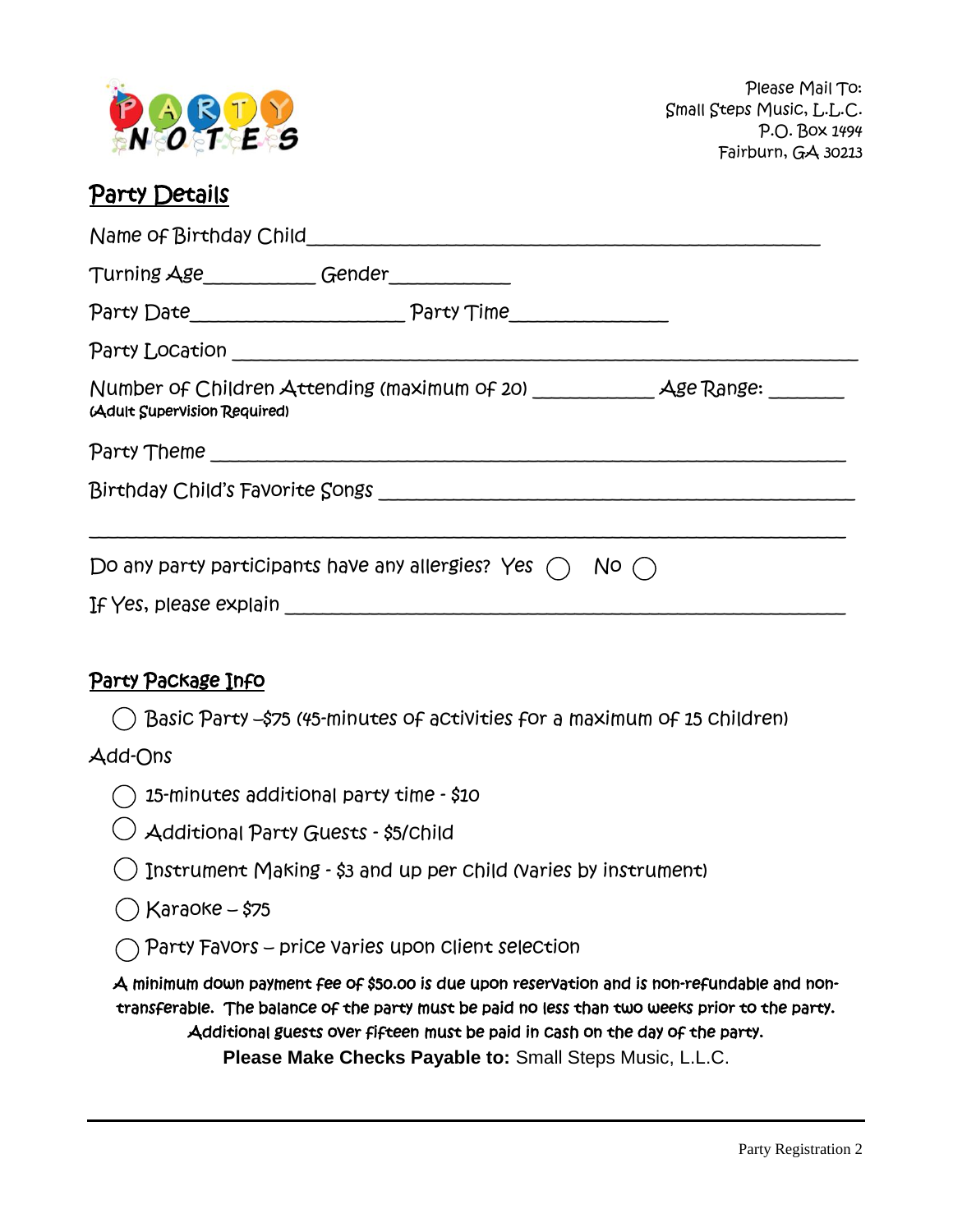PARTY NOTES

Please Mail To:
Small Steps Music, L.L.C.
P.O. Box 1494
Fairburn, GA 30213

## Party Details

Name of Birthday Child_______________________________________________

Turning Age___________ Gender___________

Party Date____________________ Party Time_______________

Party Location ________________________________________________________

Number of Children Attending (maximum of 20) ____________ Age Range: _______
(Adult Supervision Required)

Party Theme __________________________________________________________

Birthday Child's Favorite Songs ____________________________________________

______________________________________________________________________

Do any party participants have any allergies? Yes ◯ No ◯

If Yes, please explain ____________________________________________________

## Party Package Info

◯ Basic Party –$75 (45-minutes of activities for a maximum of 15 children)

Add-Ons

◯ 15-minutes additional party time - $10

◯ Additional Party Guests - $5/child

◯ Instrument Making - $3 and up per child (varies by instrument)

◯ Karaoke – $75

◯ Party Favors – price varies upon client selection

A minimum down payment fee of $50.00 is due upon reservation and is non-refundable and non-transferable. The balance of the party must be paid no less than two weeks prior to the party. Additional guests over fifteen must be paid in cash on the day of the party.

**Please Make Checks Payable to:** Small Steps Music, L.L.C.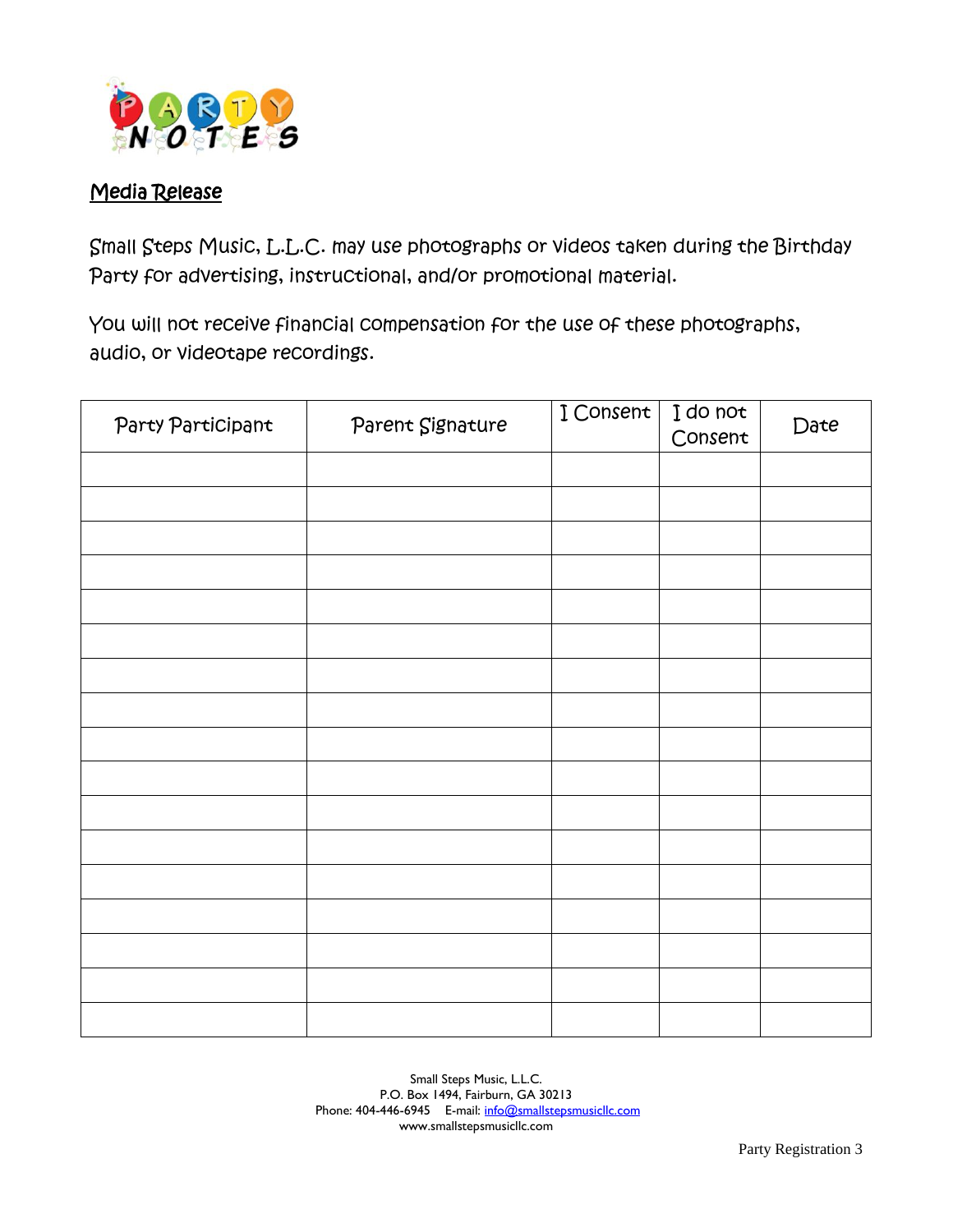PARTY NOTES

## Media Release

Small Steps Music, L.L.C. may use photographs or videos taken during the Birthday Party for advertising, instructional, and/or promotional material.

You will not receive financial compensation for the use of these photographs, audio, or videotape recordings.

| Party Participant | Parent Signature | I Consent | I do not Consent | Date |
|---|---|---|---|---|
| | | | | |
| | | | | |
| | | | | |
| | | | | |
| | | | | |
| | | | | |
| | | | | |
| | | | | |
| | | | | |
| | | | | |
| | | | | |
| | | | | |
| | | | | |
| | | | | |
| | | | | |
| | | | | |
| | | | | |

Small Steps Music, L.L.C.
P.O. Box 1494, Fairburn, GA 30213
Phone: 404-446-6945 E-mail: info@smallstepsmusicllc.com
www.smallstepsmusicllc.com

Party Registration 3